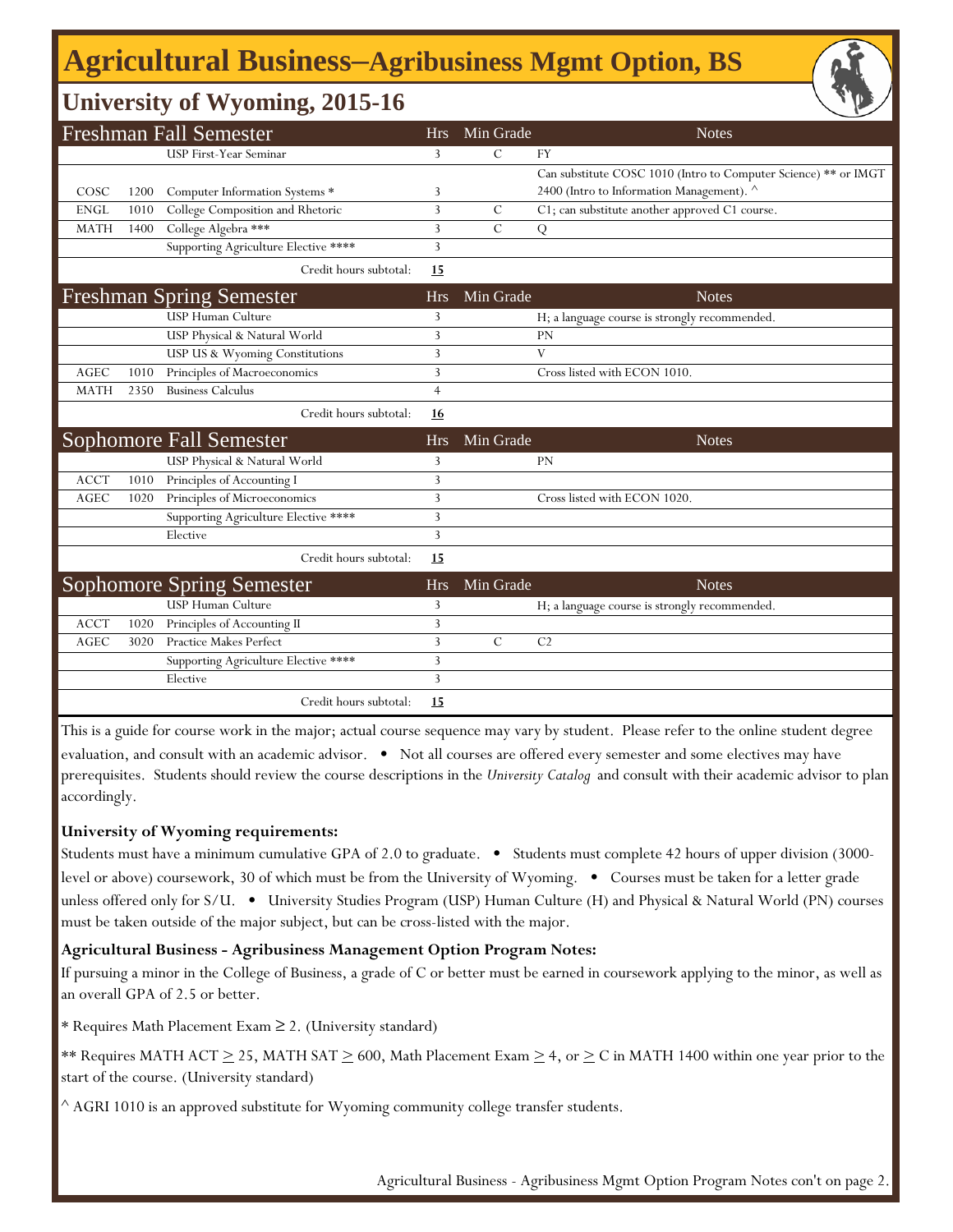# Agricultural Business–Agribusiness Mgmt Option, BS

## University of Wyoming, 2015-16

| Freshman Fall Semester | | | Hrs | Min Grade | Notes |
|---|---|---|---|---|---|
| | | USP First-Year Seminar | 3 | C | FY |
| COSC | 1200 | Computer Information Systems * | 3 | | Can substitute COSC 1010 (Intro to Computer Science) ** or IMGT 2400 (Intro to Information Management). ^ |
| ENGL | 1010 | College Composition and Rhetoric | 3 | C | C1; can substitute another approved C1 course. |
| MATH | 1400 | College Algebra *** | 3 | C | Q |
| | | Supporting Agriculture Elective **** | 3 | | |
| | | Credit hours subtotal: | **15** | | |

| Freshman Spring Semester | | | Hrs | Min Grade | Notes |
|---|---|---|---|---|---|
| | | USP Human Culture | 3 | | H; a language course is strongly recommended. |
| | | USP Physical & Natural World | 3 | | PN |
| | | USP US & Wyoming Constitutions | 3 | | V |
| AGEC | 1010 | Principles of Macroeconomics | 3 | | Cross listed with ECON 1010. |
| MATH | 2350 | Business Calculus | 4 | | |
| | | Credit hours subtotal: | **16** | | |

| Sophomore Fall Semester | | | Hrs | Min Grade | Notes |
|---|---|---|---|---|---|
| | | USP Physical & Natural World | 3 | | PN |
| ACCT | 1010 | Principles of Accounting I | 3 | | |
| AGEC | 1020 | Principles of Microeconomics | 3 | | Cross listed with ECON 1020. |
| | | Supporting Agriculture Elective **** | 3 | | |
| | | Elective | 3 | | |
| | | Credit hours subtotal: | **15** | | |

| Sophomore Spring Semester | | | Hrs | Min Grade | Notes |
|---|---|---|---|---|---|
| | | USP Human Culture | 3 | | H; a language course is strongly recommended. |
| ACCT | 1020 | Principles of Accounting II | 3 | | |
| AGEC | 3020 | Practice Makes Perfect | 3 | C | C2 |
| | | Supporting Agriculture Elective **** | 3 | | |
| | | Elective | 3 | | |
| | | Credit hours subtotal: | **15** | | |

This is a guide for course work in the major; actual course sequence may vary by student. Please refer to the online student degree evaluation, and consult with an academic advisor. • Not all courses are offered every semester and some electives may have prerequisites. Students should review the course descriptions in the *University Catalog* and consult with their academic advisor to plan accordingly.

**University of Wyoming requirements:**

Students must have a minimum cumulative GPA of 2.0 to graduate. • Students must complete 42 hours of upper division (3000-level or above) coursework, 30 of which must be from the University of Wyoming. • Courses must be taken for a letter grade unless offered only for S/U. • University Studies Program (USP) Human Culture (H) and Physical & Natural World (PN) courses must be taken outside of the major subject, but can be cross-listed with the major.

**Agricultural Business - Agribusiness Management Option Program Notes:**

If pursuing a minor in the College of Business, a grade of C or better must be earned in coursework applying to the minor, as well as an overall GPA of 2.5 or better.

* Requires Math Placement Exam ≥ 2. (University standard)

** Requires MATH ACT ≥ 25, MATH SAT ≥ 600, Math Placement Exam ≥ 4, or ≥ C in MATH 1400 within one year prior to the start of the course. (University standard)

^ AGRI 1010 is an approved substitute for Wyoming community college transfer students.

Agricultural Business - Agribusiness Mgmt Option Program Notes con't on page 2.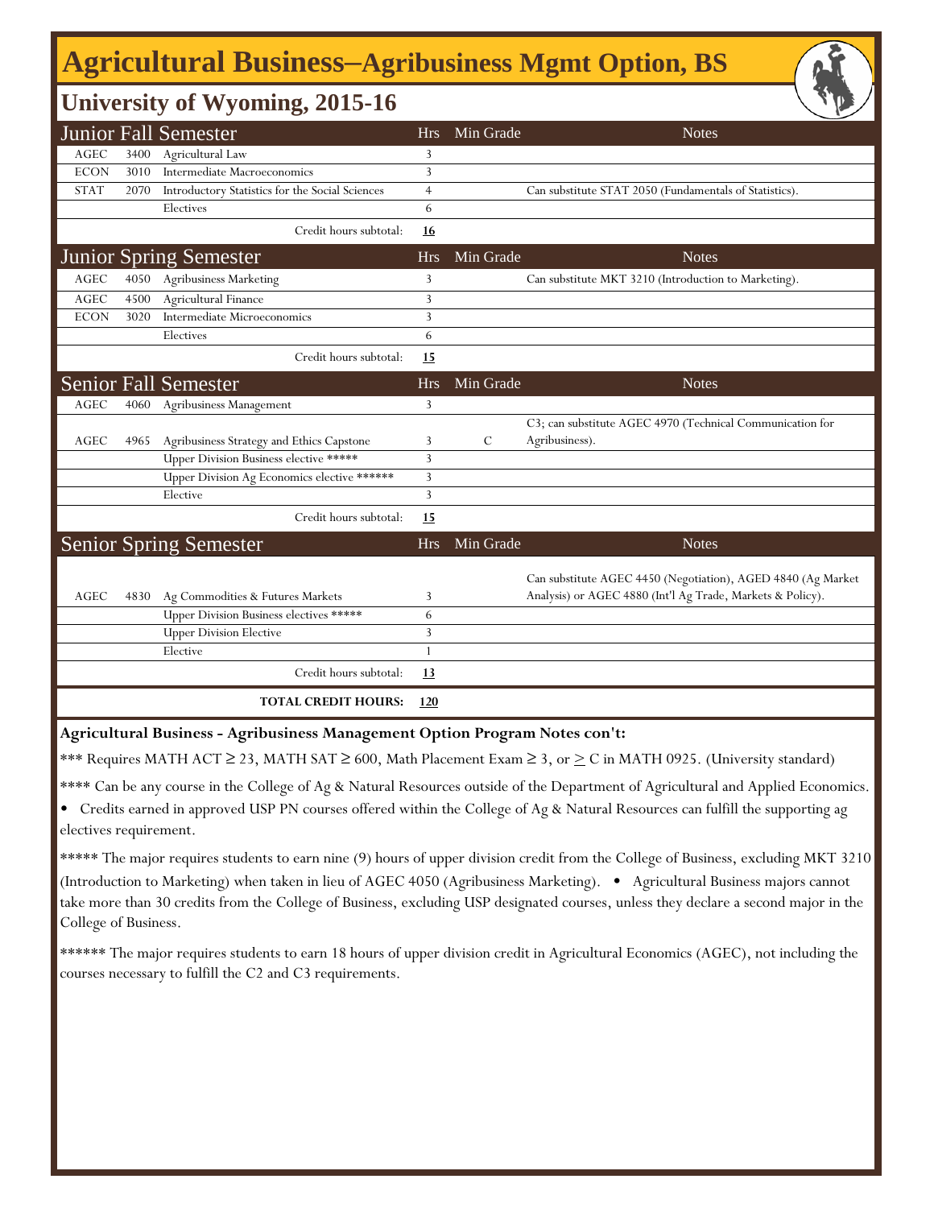# Agricultural Business–Agribusiness Mgmt Option, BS

## University of Wyoming, 2015-16

### Junior Fall Semester

| | | | Hrs | Min Grade | Notes |
|---|---|---|---|---|---|
| AGEC | 3400 | Agricultural Law | 3 | | |
| ECON | 3010 | Intermediate Macroeconomics | 3 | | |
| STAT | 2070 | Introductory Statistics for the Social Sciences | 4 | | Can substitute STAT 2050 (Fundamentals of Statistics). |
| | | Electives | 6 | | |
| | | Credit hours subtotal: | **16** | | |

### Junior Spring Semester

| | | | Hrs | Min Grade | Notes |
|---|---|---|---|---|---|
| AGEC | 4050 | Agribusiness Marketing | 3 | | Can substitute MKT 3210 (Introduction to Marketing). |
| AGEC | 4500 | Agricultural Finance | 3 | | |
| ECON | 3020 | Intermediate Microeconomics | 3 | | |
| | | Electives | 6 | | |
| | | Credit hours subtotal: | **15** | | |

### Senior Fall Semester

| | | | Hrs | Min Grade | Notes |
|---|---|---|---|---|---|
| AGEC | 4060 | Agribusiness Management | 3 | | |
| AGEC | 4965 | Agribusiness Strategy and Ethics Capstone | 3 | C | C3; can substitute AGEC 4970 (Technical Communication for Agribusiness). |
| | | Upper Division Business elective ***** | 3 | | |
| | | Upper Division Ag Economics elective ****** | 3 | | |
| | | Elective | 3 | | |
| | | Credit hours subtotal: | **15** | | |

### Senior Spring Semester

| | | | Hrs | Min Grade | Notes |
|---|---|---|---|---|---|
| AGEC | 4830 | Ag Commodities & Futures Markets | 3 | | Can substitute AGEC 4450 (Negotiation), AGED 4840 (Ag Market Analysis) or AGEC 4880 (Int'l Ag Trade, Markets & Policy). |
| | | Upper Division Business electives ***** | 6 | | |
| | | Upper Division Elective | 3 | | |
| | | Elective | 1 | | |
| | | Credit hours subtotal: | **13** | | |
| | | **TOTAL CREDIT HOURS:** | **120** | | |

**Agricultural Business - Agribusiness Management Option Program Notes con't:**

*** Requires MATH ACT ≥ 23, MATH SAT ≥ 600, Math Placement Exam ≥ 3, or ≥ C in MATH 0925. (University standard)

**** Can be any course in the College of Ag & Natural Resources outside of the Department of Agricultural and Applied Economics.
• Credits earned in approved USP PN courses offered within the College of Ag & Natural Resources can fulfill the supporting ag electives requirement.

***** The major requires students to earn nine (9) hours of upper division credit from the College of Business, excluding MKT 3210 (Introduction to Marketing) when taken in lieu of AGEC 4050 (Agribusiness Marketing). • Agricultural Business majors cannot take more than 30 credits from the College of Business, excluding USP designated courses, unless they declare a second major in the College of Business.

****** The major requires students to earn 18 hours of upper division credit in Agricultural Economics (AGEC), not including the courses necessary to fulfill the C2 and C3 requirements.